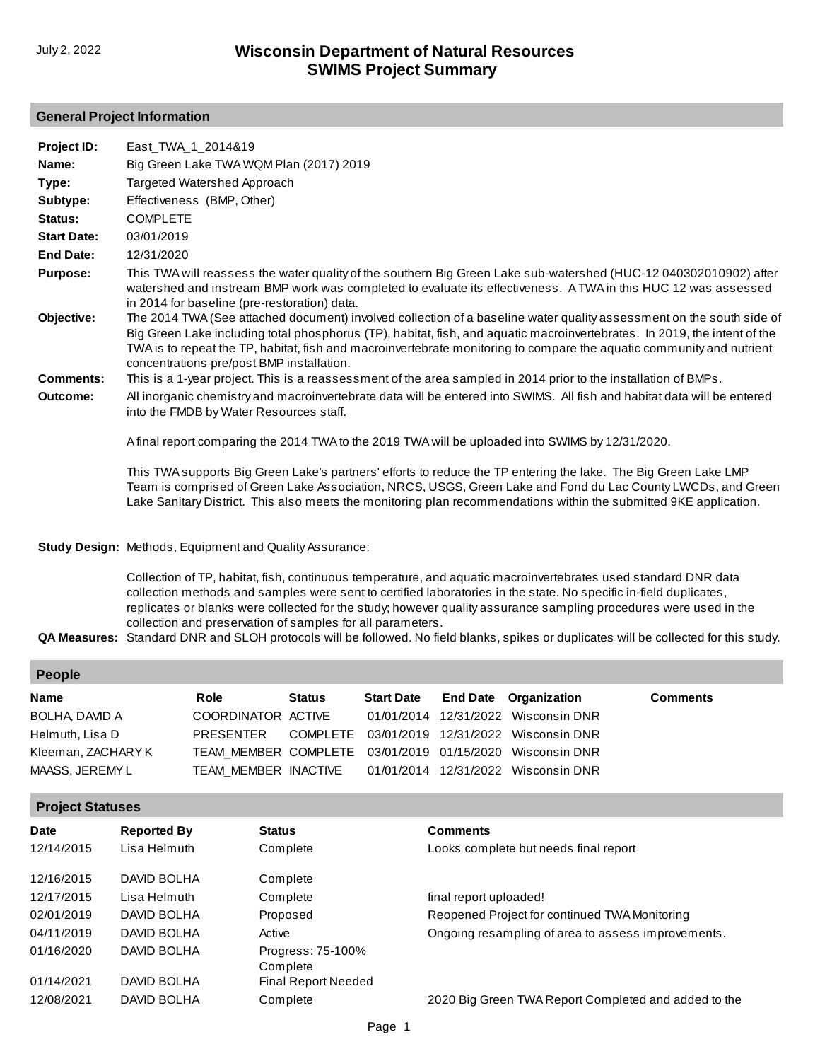July 2, 2022

# Wisconsin Department of Natural Resources
# SWIMS Project Summary

## General Project Information

**Project ID:** East_TWA_1_2014&19

**Name:** Big Green Lake TWA WQM Plan (2017) 2019

**Type:** Targeted Watershed Approach

**Subtype:** Effectiveness (BMP, Other)

**Status:** COMPLETE

**Start Date:** 03/01/2019

**End Date:** 12/31/2020

**Purpose:** This TWA will reassess the water quality of the southern Big Green Lake sub-watershed (HUC-12 040302010902) after watershed and instream BMP work was completed to evaluate its effectiveness. A TWA in this HUC 12 was assessed in 2014 for baseline (pre-restoration) data.

**Objective:** The 2014 TWA (See attached document) involved collection of a baseline water quality assessment on the south side of Big Green Lake including total phosphorus (TP), habitat, fish, and aquatic macroinvertebrates. In 2019, the intent of the TWA is to repeat the TP, habitat, fish and macroinvertebrate monitoring to compare the aquatic community and nutrient concentrations pre/post BMP installation.

**Comments:** This is a 1-year project. This is a reassessment of the area sampled in 2014 prior to the installation of BMPs.

**Outcome:** All inorganic chemistry and macroinvertebrate data will be entered into SWIMS. All fish and habitat data will be entered into the FMDB by Water Resources staff.

A final report comparing the 2014 TWA to the 2019 TWA will be uploaded into SWIMS by 12/31/2020.

This TWA supports Big Green Lake's partners' efforts to reduce the TP entering the lake. The Big Green Lake LMP Team is comprised of Green Lake Association, NRCS, USGS, Green Lake and Fond du Lac County LWCDs, and Green Lake Sanitary District. This also meets the monitoring plan recommendations within the submitted 9KE application.

**Study Design:** Methods, Equipment and Quality Assurance:

Collection of TP, habitat, fish, continuous temperature, and aquatic macroinvertebrates used standard DNR data collection methods and samples were sent to certified laboratories in the state. No specific in-field duplicates, replicates or blanks were collected for the study; however quality assurance sampling procedures were used in the collection and preservation of samples for all parameters.

**QA Measures:** Standard DNR and SLOH protocols will be followed. No field blanks, spikes or duplicates will be collected for this study.

## People

| Name | Role | Status | Start Date | End Date | Organization | Comments |
|---|---|---|---|---|---|---|
| BOLHA, DAVID A | COORDINATOR | ACTIVE | 01/01/2014 | 12/31/2022 | Wisconsin DNR | |
| Helmuth, Lisa D | PRESENTER | COMPLETE | 03/01/2019 | 12/31/2022 | Wisconsin DNR | |
| Kleeman, ZACHARY K | TEAM_MEMBER | COMPLETE | 03/01/2019 | 01/15/2020 | Wisconsin DNR | |
| MAASS, JEREMY L | TEAM_MEMBER | INACTIVE | 01/01/2014 | 12/31/2022 | Wisconsin DNR | |

## Project Statuses

| Date | Reported By | Status | Comments |
|---|---|---|---|
| 12/14/2015 | Lisa Helmuth | Complete | Looks complete but needs final report |
| 12/16/2015 | DAVID BOLHA | Complete | |
| 12/17/2015 | Lisa Helmuth | Complete | final report uploaded! |
| 02/01/2019 | DAVID BOLHA | Proposed | Reopened Project for continued TWA Monitoring |
| 04/11/2019 | DAVID BOLHA | Active | Ongoing resampling of area to assess improvements. |
| 01/16/2020 | DAVID BOLHA | Progress: 75-100% Complete | |
| 01/14/2021 | DAVID BOLHA | Final Report Needed | |
| 12/08/2021 | DAVID BOLHA | Complete | 2020 Big Green TWA Report Completed and added to the |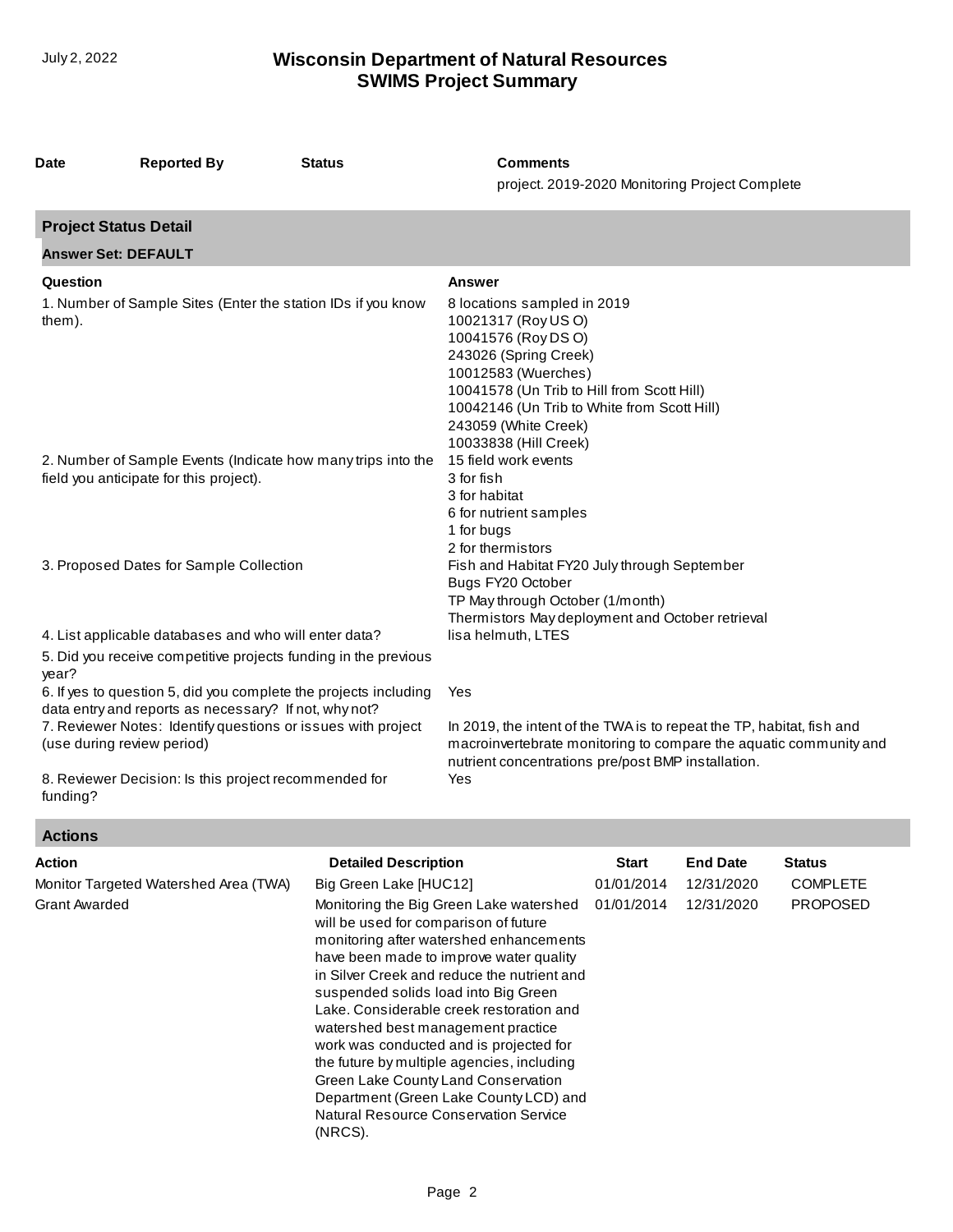| Date | Reported By | Status | Comments |
|---|---|---|---|
| | | | project. 2019-2020 Monitoring Project Complete |

## Project Status Detail

### Answer Set: DEFAULT

| Question | Answer |
|---|---|
| 1. Number of Sample Sites (Enter the station IDs if you know them). | 8 locations sampled in 2019<br>10021317 (Roy US O)<br>10041576 (Roy DS O)<br>243026 (Spring Creek)<br>10012583 (Wuerches)<br>10041578 (Un Trib to Hill from Scott Hill)<br>10042146 (Un Trib to White from Scott Hill)<br>243059 (White Creek)<br>10033838 (Hill Creek) |
| 2. Number of Sample Events (Indicate how many trips into the field you anticipate for this project). | 15 field work events<br>3 for fish<br>3 for habitat<br>6 for nutrient samples<br>1 for bugs<br>2 for thermistors |
| 3. Proposed Dates for Sample Collection | Fish and Habitat FY20 July through September<br>Bugs FY20 October<br>TP May through October (1/month)<br>Thermistors May deployment and October retrieval |
| 4. List applicable databases and who will enter data? | lisa helmuth, LTES |
| 5. Did you receive competitive projects funding in the previous year? | |
| 6. If yes to question 5, did you complete the projects including data entry and reports as necessary? If not, why not? | Yes |
| 7. Reviewer Notes: Identify questions or issues with project (use during review period) | In 2019, the intent of the TWA is to repeat the TP, habitat, fish and macroinvertebrate monitoring to compare the aquatic community and nutrient concentrations pre/post BMP installation. |
| 8. Reviewer Decision: Is this project recommended for funding? | Yes |

## Actions

| Action | Detailed Description | Start | End Date | Status |
|---|---|---|---|---|
| Monitor Targeted Watershed Area (TWA) | Big Green Lake [HUC12] | 01/01/2014 | 12/31/2020 | COMPLETE |
| Grant Awarded | Monitoring the Big Green Lake watershed will be used for comparison of future monitoring after watershed enhancements have been made to improve water quality in Silver Creek and reduce the nutrient and suspended solids load into Big Green Lake. Considerable creek restoration and watershed best management practice work was conducted and is projected for the future by multiple agencies, including Green Lake County Land Conservation Department (Green Lake County LCD) and Natural Resource Conservation Service (NRCS). | 01/01/2014 | 12/31/2020 | PROPOSED |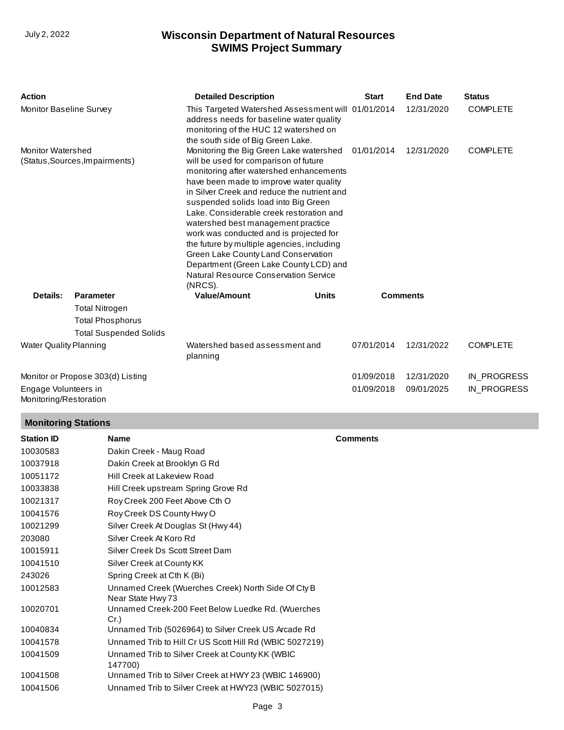| Action | Detailed Description | Start | End Date | Status |
|---|---|---|---|---|
| Monitor Baseline Survey | This Targeted Watershed Assessment will address needs for baseline water quality monitoring of the HUC 12 watershed on the south side of Big Green Lake. | 01/01/2014 | 12/31/2020 | COMPLETE |
| Monitor Watershed (Status,Sources,Impairments) | Monitoring the Big Green Lake watershed will be used for comparison of future monitoring after watershed enhancements have been made to improve water quality in Silver Creek and reduce the nutrient and suspended solids load into Big Green Lake. Considerable creek restoration and watershed best management practice work was conducted and is projected for the future by multiple agencies, including Green Lake County Land Conservation Department (Green Lake County LCD) and Natural Resource Conservation Service (NRCS). | 01/01/2014 | 12/31/2020 | COMPLETE |

| Details: | Parameter | Value/Amount | Units | Comments |
|---|---|---|---|---|
| | Total Nitrogen | | | |
| | Total Phosphorus | | | |
| | Total Suspended Solids | | | |

| Action | Detailed Description | Start | End Date | Status |
|---|---|---|---|---|
| Water Quality Planning | Watershed based assessment and planning | 07/01/2014 | 12/31/2022 | COMPLETE |
| Monitor or Propose 303(d) Listing | | 01/09/2018 | 12/31/2020 | IN_PROGRESS |
| Engage Volunteers in Monitoring/Restoration | | 01/09/2018 | 09/01/2025 | IN_PROGRESS |

## Monitoring Stations

| Station ID | Name | Comments |
|---|---|---|
| 10030583 | Dakin Creek - Maug Road | |
| 10037918 | Dakin Creek at Brooklyn G Rd | |
| 10051172 | Hill Creek at Lakeview Road | |
| 10033838 | Hill Creek upstream Spring Grove Rd | |
| 10021317 | Roy Creek 200 Feet Above Cth O | |
| 10041576 | Roy Creek DS County Hwy O | |
| 10021299 | Silver Creek At Douglas St (Hwy 44) | |
| 203080 | Silver Creek At Koro Rd | |
| 10015911 | Silver Creek Ds Scott Street Dam | |
| 10041510 | Silver Creek at County KK | |
| 243026 | Spring Creek at Cth K (Bi) | |
| 10012583 | Unnamed Creek (Wuerches Creek) North Side Of Cty B Near State Hwy 73 | |
| 10020701 | Unnamed Creek-200 Feet Below Luedke Rd. (Wuerches Cr.) | |
| 10040834 | Unnamed Trib (5026964) to Silver Creek US Arcade Rd | |
| 10041578 | Unnamed Trib to Hill Cr US Scott Hill Rd (WBIC 5027219) | |
| 10041509 | Unnamed Trib to Silver Creek at County KK (WBIC 147700) | |
| 10041508 | Unnamed Trib to Silver Creek at HWY 23 (WBIC 146900) | |
| 10041506 | Unnamed Trib to Silver Creek at HWY23 (WBIC 5027015) | |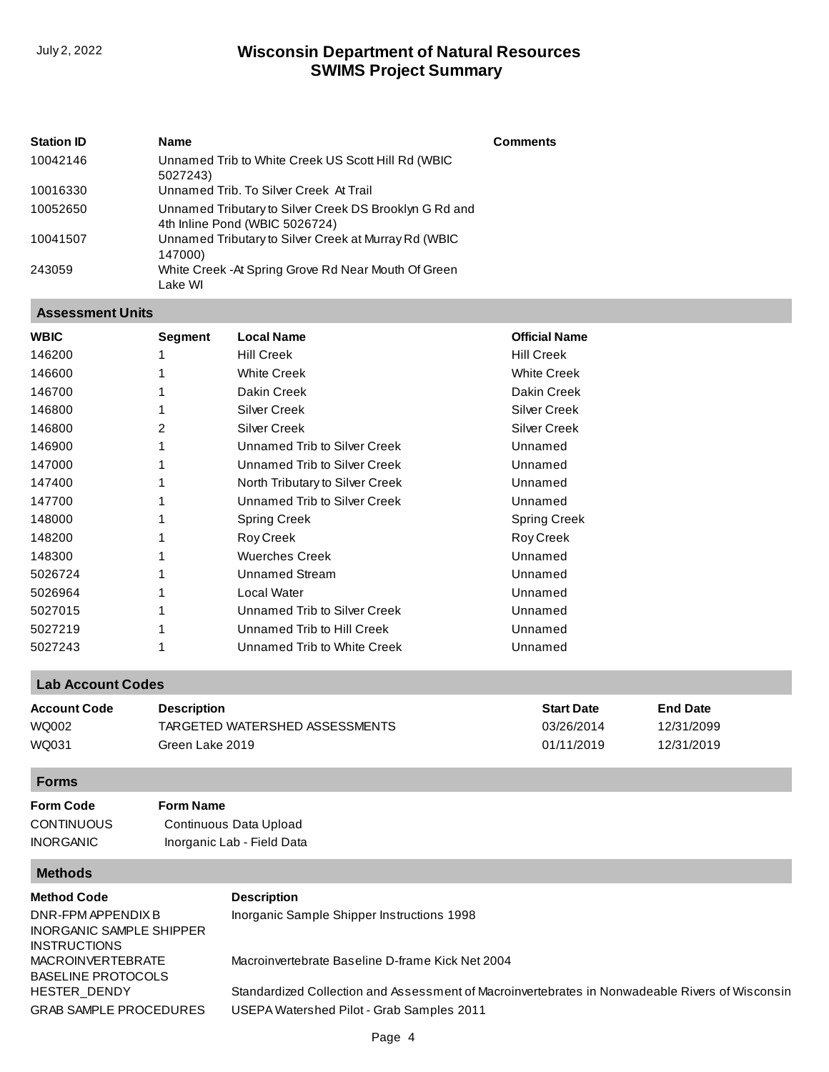| Station ID | Name | Comments |
| --- | --- | --- |
| 10042146 | Unnamed Trib to White Creek US Scott Hill Rd (WBIC 5027243) | |
| 10016330 | Unnamed Trib. To Silver Creek At Trail | |
| 10052650 | Unnamed Tributary to Silver Creek DS Brooklyn G Rd and 4th Inline Pond (WBIC 5026724) | |
| 10041507 | Unnamed Tributary to Silver Creek at Murray Rd (WBIC 147000) | |
| 243059 | White Creek -At Spring Grove Rd Near Mouth Of Green Lake WI | |

## Assessment Units

| WBIC | Segment | Local Name | Official Name |
| --- | --- | --- | --- |
| 146200 | 1 | Hill Creek | Hill Creek |
| 146600 | 1 | White Creek | White Creek |
| 146700 | 1 | Dakin Creek | Dakin Creek |
| 146800 | 1 | Silver Creek | Silver Creek |
| 146800 | 2 | Silver Creek | Silver Creek |
| 146900 | 1 | Unnamed Trib to Silver Creek | Unnamed |
| 147000 | 1 | Unnamed Trib to Silver Creek | Unnamed |
| 147400 | 1 | North Tributary to Silver Creek | Unnamed |
| 147700 | 1 | Unnamed Trib to Silver Creek | Unnamed |
| 148000 | 1 | Spring Creek | Spring Creek |
| 148200 | 1 | Roy Creek | Roy Creek |
| 148300 | 1 | Wuerches Creek | Unnamed |
| 5026724 | 1 | Unnamed Stream | Unnamed |
| 5026964 | 1 | Local Water | Unnamed |
| 5027015 | 1 | Unnamed Trib to Silver Creek | Unnamed |
| 5027219 | 1 | Unnamed Trib to Hill Creek | Unnamed |
| 5027243 | 1 | Unnamed Trib to White Creek | Unnamed |

## Lab Account Codes

| Account Code | Description | Start Date | End Date |
| --- | --- | --- | --- |
| WQ002 | TARGETED WATERSHED ASSESSMENTS | 03/26/2014 | 12/31/2099 |
| WQ031 | Green Lake 2019 | 01/11/2019 | 12/31/2019 |

## Forms

| Form Code | Form Name |
| --- | --- |
| CONTINUOUS | Continuous Data Upload |
| INORGANIC | Inorganic Lab - Field Data |

## Methods

| Method Code | Description |
| --- | --- |
| DNR-FPM APPENDIX B INORGANIC SAMPLE SHIPPER INSTRUCTIONS | Inorganic Sample Shipper Instructions 1998 |
| MACROINVERTEBRATE BASELINE PROTOCOLS | Macroinvertebrate Baseline D-frame Kick Net 2004 |
| HESTER_DENDY | Standardized Collection and Assessment of Macroinvertebrates in Nonwadeable Rivers of Wisconsin |
| GRAB SAMPLE PROCEDURES | USEPA Watershed Pilot - Grab Samples 2011 |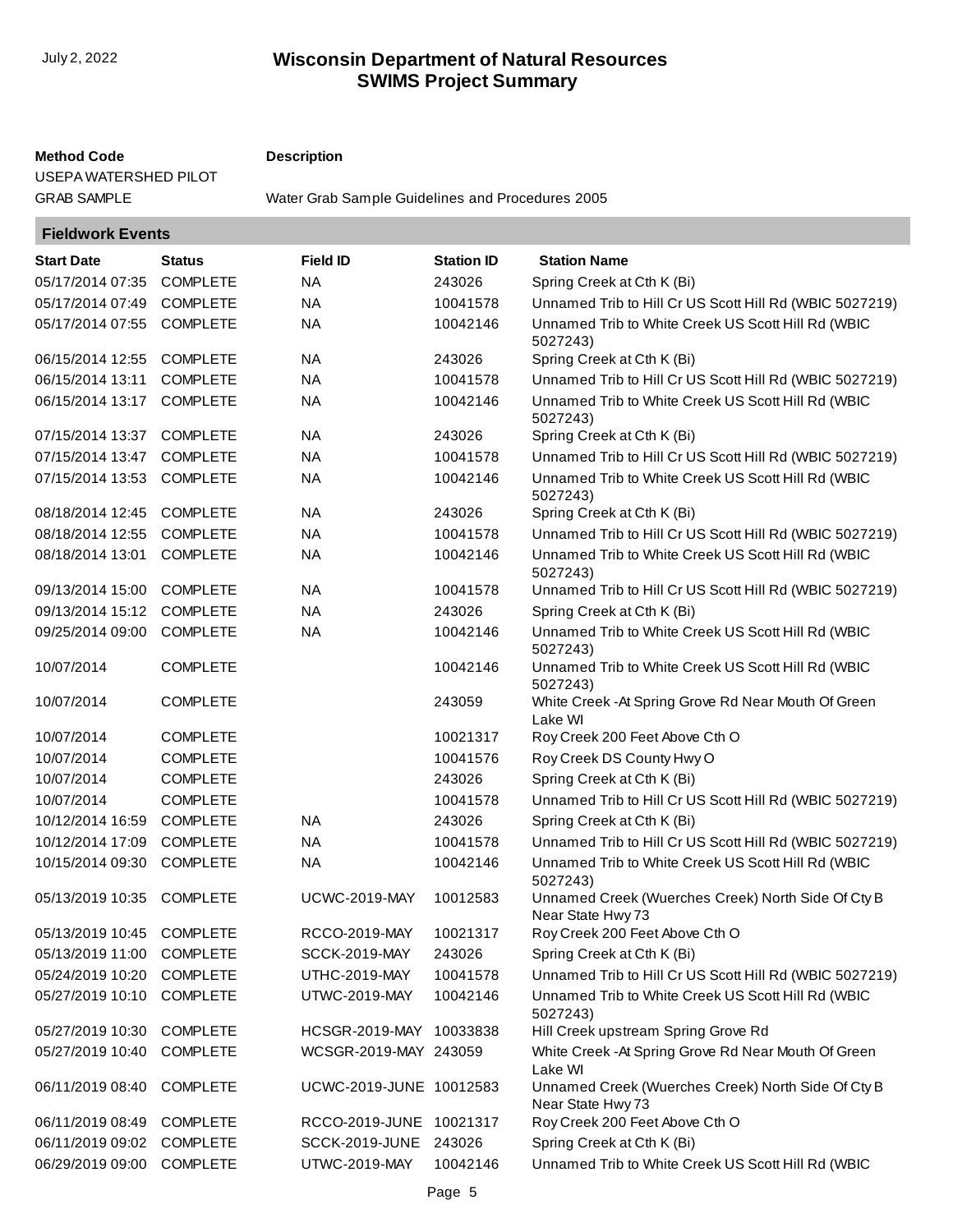| Method Code | Description |
|---|---|
| USEPA WATERSHED PILOT GRAB SAMPLE | Water Grab Sample Guidelines and Procedures 2005 |

## Fieldwork Events

| Start Date | Status | Field ID | Station ID | Station Name |
|---|---|---|---|---|
| 05/17/2014 07:35 | COMPLETE | NA | 243026 | Spring Creek at Cth K (Bi) |
| 05/17/2014 07:49 | COMPLETE | NA | 10041578 | Unnamed Trib to Hill Cr US Scott Hill Rd (WBIC 5027219) |
| 05/17/2014 07:55 | COMPLETE | NA | 10042146 | Unnamed Trib to White Creek US Scott Hill Rd (WBIC 5027243) |
| 06/15/2014 12:55 | COMPLETE | NA | 243026 | Spring Creek at Cth K (Bi) |
| 06/15/2014 13:11 | COMPLETE | NA | 10041578 | Unnamed Trib to Hill Cr US Scott Hill Rd (WBIC 5027219) |
| 06/15/2014 13:17 | COMPLETE | NA | 10042146 | Unnamed Trib to White Creek US Scott Hill Rd (WBIC 5027243) |
| 07/15/2014 13:37 | COMPLETE | NA | 243026 | Spring Creek at Cth K (Bi) |
| 07/15/2014 13:47 | COMPLETE | NA | 10041578 | Unnamed Trib to Hill Cr US Scott Hill Rd (WBIC 5027219) |
| 07/15/2014 13:53 | COMPLETE | NA | 10042146 | Unnamed Trib to White Creek US Scott Hill Rd (WBIC 5027243) |
| 08/18/2014 12:45 | COMPLETE | NA | 243026 | Spring Creek at Cth K (Bi) |
| 08/18/2014 12:55 | COMPLETE | NA | 10041578 | Unnamed Trib to Hill Cr US Scott Hill Rd (WBIC 5027219) |
| 08/18/2014 13:01 | COMPLETE | NA | 10042146 | Unnamed Trib to White Creek US Scott Hill Rd (WBIC 5027243) |
| 09/13/2014 15:00 | COMPLETE | NA | 10041578 | Unnamed Trib to Hill Cr US Scott Hill Rd (WBIC 5027219) |
| 09/13/2014 15:12 | COMPLETE | NA | 243026 | Spring Creek at Cth K (Bi) |
| 09/25/2014 09:00 | COMPLETE | NA | 10042146 | Unnamed Trib to White Creek US Scott Hill Rd (WBIC 5027243) |
| 10/07/2014 | COMPLETE | | 10042146 | Unnamed Trib to White Creek US Scott Hill Rd (WBIC 5027243) |
| 10/07/2014 | COMPLETE | | 243059 | White Creek -At Spring Grove Rd Near Mouth Of Green Lake WI |
| 10/07/2014 | COMPLETE | | 10021317 | Roy Creek 200 Feet Above Cth O |
| 10/07/2014 | COMPLETE | | 10041576 | Roy Creek DS County Hwy O |
| 10/07/2014 | COMPLETE | | 243026 | Spring Creek at Cth K (Bi) |
| 10/07/2014 | COMPLETE | | 10041578 | Unnamed Trib to Hill Cr US Scott Hill Rd (WBIC 5027219) |
| 10/12/2014 16:59 | COMPLETE | NA | 243026 | Spring Creek at Cth K (Bi) |
| 10/12/2014 17:09 | COMPLETE | NA | 10041578 | Unnamed Trib to Hill Cr US Scott Hill Rd (WBIC 5027219) |
| 10/15/2014 09:30 | COMPLETE | NA | 10042146 | Unnamed Trib to White Creek US Scott Hill Rd (WBIC 5027243) |
| 05/13/2019 10:35 | COMPLETE | UCWC-2019-MAY | 10012583 | Unnamed Creek (Wuerches Creek) North Side Of Cty B Near State Hwy 73 |
| 05/13/2019 10:45 | COMPLETE | RCCO-2019-MAY | 10021317 | Roy Creek 200 Feet Above Cth O |
| 05/13/2019 11:00 | COMPLETE | SCCK-2019-MAY | 243026 | Spring Creek at Cth K (Bi) |
| 05/24/2019 10:20 | COMPLETE | UTHC-2019-MAY | 10041578 | Unnamed Trib to Hill Cr US Scott Hill Rd (WBIC 5027219) |
| 05/27/2019 10:10 | COMPLETE | UTWC-2019-MAY | 10042146 | Unnamed Trib to White Creek US Scott Hill Rd (WBIC 5027243) |
| 05/27/2019 10:30 | COMPLETE | HCSGR-2019-MAY | 10033838 | Hill Creek upstream Spring Grove Rd |
| 05/27/2019 10:40 | COMPLETE | WCSGR-2019-MAY | 243059 | White Creek -At Spring Grove Rd Near Mouth Of Green Lake WI |
| 06/11/2019 08:40 | COMPLETE | UCWC-2019-JUNE | 10012583 | Unnamed Creek (Wuerches Creek) North Side Of Cty B Near State Hwy 73 |
| 06/11/2019 08:49 | COMPLETE | RCCO-2019-JUNE | 10021317 | Roy Creek 200 Feet Above Cth O |
| 06/11/2019 09:02 | COMPLETE | SCCK-2019-JUNE | 243026 | Spring Creek at Cth K (Bi) |
| 06/29/2019 09:00 | COMPLETE | UTWC-2019-MAY | 10042146 | Unnamed Trib to White Creek US Scott Hill Rd (WBIC |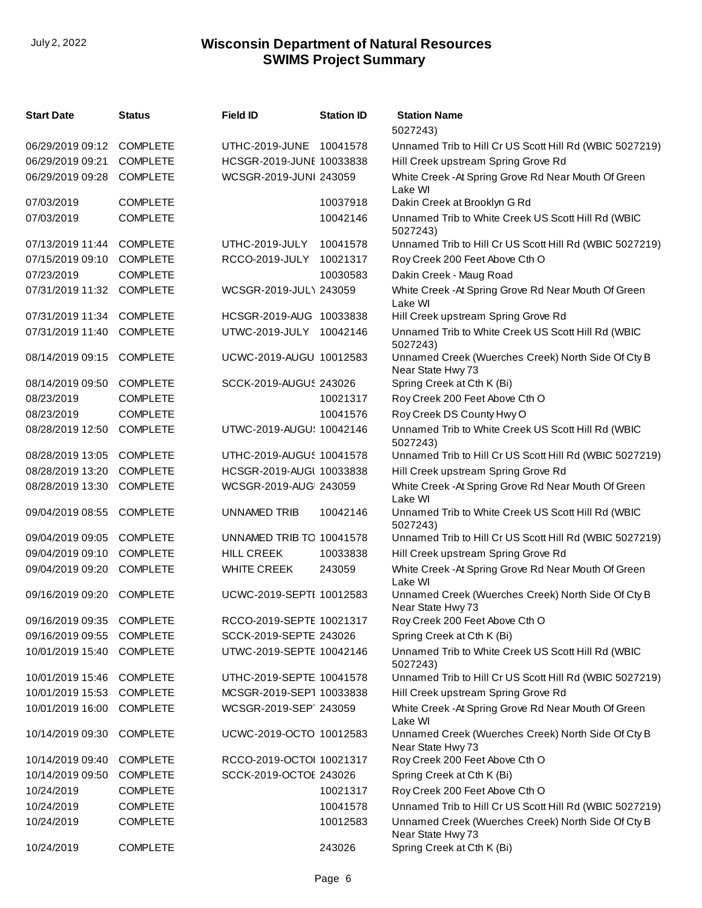| Start Date | Status | Field ID | Station ID | Station Name |
|---|---|---|---|---|
| | | | | 5027243) |
| 06/29/2019 09:12 | COMPLETE | UTHC-2019-JUNE | 10041578 | Unnamed Trib to Hill Cr US Scott Hill Rd (WBIC 5027219) |
| 06/29/2019 09:21 | COMPLETE | HCSGR-2019-JUNE | 10033838 | Hill Creek upstream Spring Grove Rd |
| 06/29/2019 09:28 | COMPLETE | WCSGR-2019-JUNI | 243059 | White Creek -At Spring Grove Rd Near Mouth Of Green Lake WI |
| 07/03/2019 | COMPLETE | | 10037918 | Dakin Creek at Brooklyn G Rd |
| 07/03/2019 | COMPLETE | | 10042146 | Unnamed Trib to White Creek US Scott Hill Rd (WBIC 5027243) |
| 07/13/2019 11:44 | COMPLETE | UTHC-2019-JULY | 10041578 | Unnamed Trib to Hill Cr US Scott Hill Rd (WBIC 5027219) |
| 07/15/2019 09:10 | COMPLETE | RCCO-2019-JULY | 10021317 | Roy Creek 200 Feet Above Cth O |
| 07/23/2019 | COMPLETE | | 10030583 | Dakin Creek - Maug Road |
| 07/31/2019 11:32 | COMPLETE | WCSGR-2019-JULY | 243059 | White Creek -At Spring Grove Rd Near Mouth Of Green Lake WI |
| 07/31/2019 11:34 | COMPLETE | HCSGR-2019-AUG | 10033838 | Hill Creek upstream Spring Grove Rd |
| 07/31/2019 11:40 | COMPLETE | UTWC-2019-JULY | 10042146 | Unnamed Trib to White Creek US Scott Hill Rd (WBIC 5027243) |
| 08/14/2019 09:15 | COMPLETE | UCWC-2019-AUGU | 10012583 | Unnamed Creek (Wuerches Creek) North Side Of Cty B Near State Hwy 73 |
| 08/14/2019 09:50 | COMPLETE | SCCK-2019-AUGUS | 243026 | Spring Creek at Cth K (Bi) |
| 08/23/2019 | COMPLETE | | 10021317 | Roy Creek 200 Feet Above Cth O |
| 08/23/2019 | COMPLETE | | 10041576 | Roy Creek DS County Hwy O |
| 08/28/2019 12:50 | COMPLETE | UTWC-2019-AUGUS | 10042146 | Unnamed Trib to White Creek US Scott Hill Rd (WBIC 5027243) |
| 08/28/2019 13:05 | COMPLETE | UTHC-2019-AUGUS | 10041578 | Unnamed Trib to Hill Cr US Scott Hill Rd (WBIC 5027219) |
| 08/28/2019 13:20 | COMPLETE | HCSGR-2019-AUGU | 10033838 | Hill Creek upstream Spring Grove Rd |
| 08/28/2019 13:30 | COMPLETE | WCSGR-2019-AUGI | 243059 | White Creek -At Spring Grove Rd Near Mouth Of Green Lake WI |
| 09/04/2019 08:55 | COMPLETE | UNNAMED TRIB | 10042146 | Unnamed Trib to White Creek US Scott Hill Rd (WBIC 5027243) |
| 09/04/2019 09:05 | COMPLETE | UNNAMED TRIB TO | 10041578 | Unnamed Trib to Hill Cr US Scott Hill Rd (WBIC 5027219) |
| 09/04/2019 09:10 | COMPLETE | HILL CREEK | 10033838 | Hill Creek upstream Spring Grove Rd |
| 09/04/2019 09:20 | COMPLETE | WHITE CREEK | 243059 | White Creek -At Spring Grove Rd Near Mouth Of Green Lake WI |
| 09/16/2019 09:20 | COMPLETE | UCWC-2019-SEPTE | 10012583 | Unnamed Creek (Wuerches Creek) North Side Of Cty B Near State Hwy 73 |
| 09/16/2019 09:35 | COMPLETE | RCCO-2019-SEPTE | 10021317 | Roy Creek 200 Feet Above Cth O |
| 09/16/2019 09:55 | COMPLETE | SCCK-2019-SEPTE | 243026 | Spring Creek at Cth K (Bi) |
| 10/01/2019 15:40 | COMPLETE | UTWC-2019-SEPTE | 10042146 | Unnamed Trib to White Creek US Scott Hill Rd (WBIC 5027243) |
| 10/01/2019 15:46 | COMPLETE | UTHC-2019-SEPTE | 10041578 | Unnamed Trib to Hill Cr US Scott Hill Rd (WBIC 5027219) |
| 10/01/2019 15:53 | COMPLETE | MCSGR-2019-SEPT | 10033838 | Hill Creek upstream Spring Grove Rd |
| 10/01/2019 16:00 | COMPLETE | WCSGR-2019-SEPT | 243059 | White Creek -At Spring Grove Rd Near Mouth Of Green Lake WI |
| 10/14/2019 09:30 | COMPLETE | UCWC-2019-OCTO | 10012583 | Unnamed Creek (Wuerches Creek) North Side Of Cty B Near State Hwy 73 |
| 10/14/2019 09:40 | COMPLETE | RCCO-2019-OCTOI | 10021317 | Roy Creek 200 Feet Above Cth O |
| 10/14/2019 09:50 | COMPLETE | SCCK-2019-OCTOE | 243026 | Spring Creek at Cth K (Bi) |
| 10/24/2019 | COMPLETE | | 10021317 | Roy Creek 200 Feet Above Cth O |
| 10/24/2019 | COMPLETE | | 10041578 | Unnamed Trib to Hill Cr US Scott Hill Rd (WBIC 5027219) |
| 10/24/2019 | COMPLETE | | 10012583 | Unnamed Creek (Wuerches Creek) North Side Of Cty B Near State Hwy 73 |
| 10/24/2019 | COMPLETE | | 243026 | Spring Creek at Cth K (Bi) |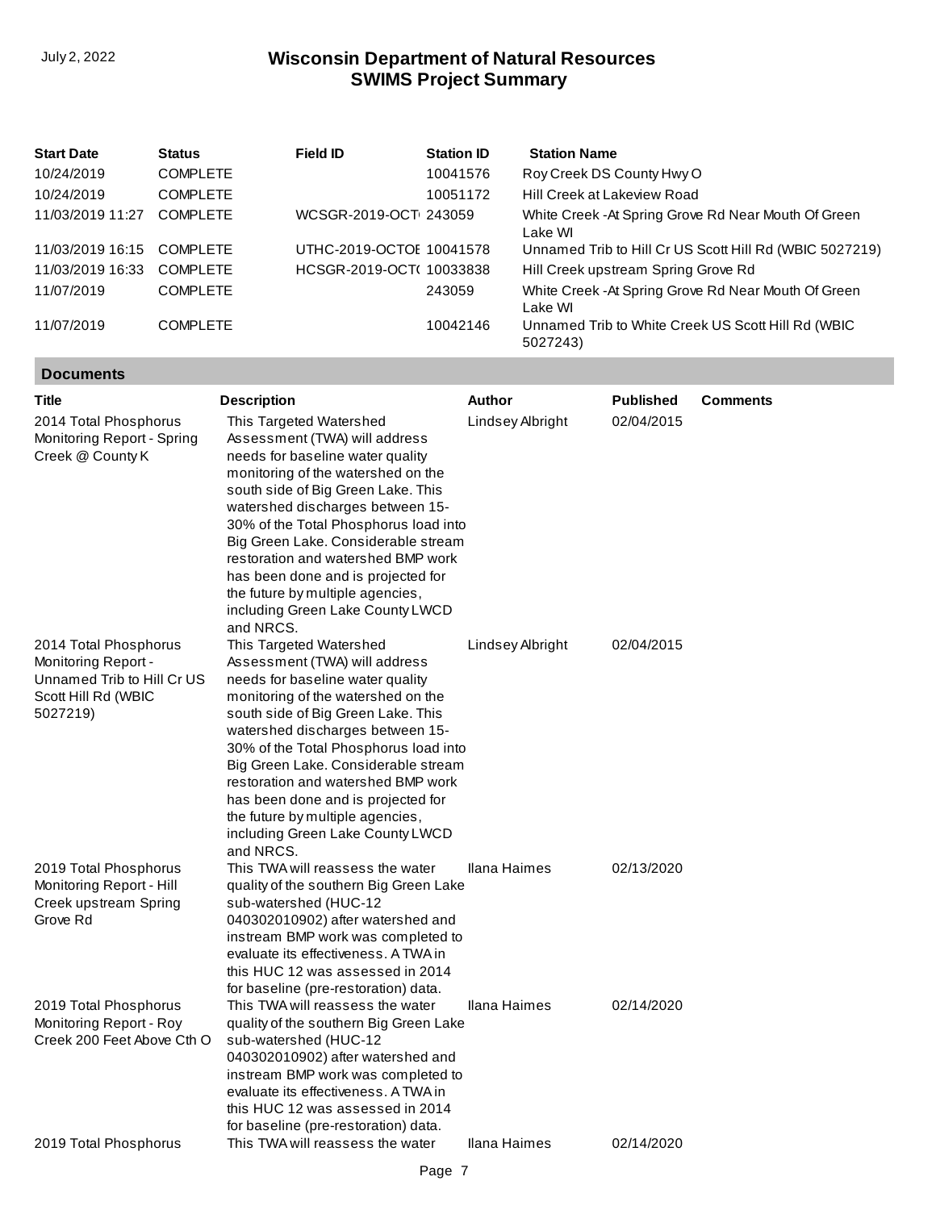| Start Date | Status | Field ID | Station ID | Station Name |
|---|---|---|---|---|
| 10/24/2019 | COMPLETE | | 10041576 | Roy Creek DS County Hwy O |
| 10/24/2019 | COMPLETE | | 10051172 | Hill Creek at Lakeview Road |
| 11/03/2019 11:27 | COMPLETE | WCSGR-2019-OCT | 243059 | White Creek -At Spring Grove Rd Near Mouth Of Green Lake WI |
| 11/03/2019 16:15 | COMPLETE | UTHC-2019-OCTOE | 10041578 | Unnamed Trib to Hill Cr US Scott Hill Rd (WBIC 5027219) |
| 11/03/2019 16:33 | COMPLETE | HCSGR-2019-OCT( | 10033838 | Hill Creek upstream Spring Grove Rd |
| 11/07/2019 | COMPLETE | | 243059 | White Creek -At Spring Grove Rd Near Mouth Of Green Lake WI |
| 11/07/2019 | COMPLETE | | 10042146 | Unnamed Trib to White Creek US Scott Hill Rd (WBIC 5027243) |

## Documents

| Title | Description | Author | Published | Comments |
|---|---|---|---|---|
| 2014 Total Phosphorus Monitoring Report - Spring Creek @ County K | This Targeted Watershed Assessment (TWA) will address needs for baseline water quality monitoring of the watershed on the south side of Big Green Lake. This watershed discharges between 15-30% of the Total Phosphorus load into Big Green Lake. Considerable stream restoration and watershed BMP work has been done and is projected for the future by multiple agencies, including Green Lake County LWCD and NRCS. | Lindsey Albright | 02/04/2015 | |
| 2014 Total Phosphorus Monitoring Report - Unnamed Trib to Hill Cr US Scott Hill Rd (WBIC 5027219) | This Targeted Watershed Assessment (TWA) will address needs for baseline water quality monitoring of the watershed on the south side of Big Green Lake. This watershed discharges between 15-30% of the Total Phosphorus load into Big Green Lake. Considerable stream restoration and watershed BMP work has been done and is projected for the future by multiple agencies, including Green Lake County LWCD and NRCS. | Lindsey Albright | 02/04/2015 | |
| 2019 Total Phosphorus Monitoring Report - Hill Creek upstream Spring Grove Rd | This TWA will reassess the water quality of the southern Big Green Lake sub-watershed (HUC-12 040302010902) after watershed and instream BMP work was completed to evaluate its effectiveness. A TWA in this HUC 12 was assessed in 2014 for baseline (pre-restoration) data. | Ilana Haimes | 02/13/2020 | |
| 2019 Total Phosphorus Monitoring Report - Roy Creek 200 Feet Above Cth O | This TWA will reassess the water quality of the southern Big Green Lake sub-watershed (HUC-12 040302010902) after watershed and instream BMP work was completed to evaluate its effectiveness. A TWA in this HUC 12 was assessed in 2014 for baseline (pre-restoration) data. | Ilana Haimes | 02/14/2020 | |
| 2019 Total Phosphorus | This TWA will reassess the water | Ilana Haimes | 02/14/2020 | |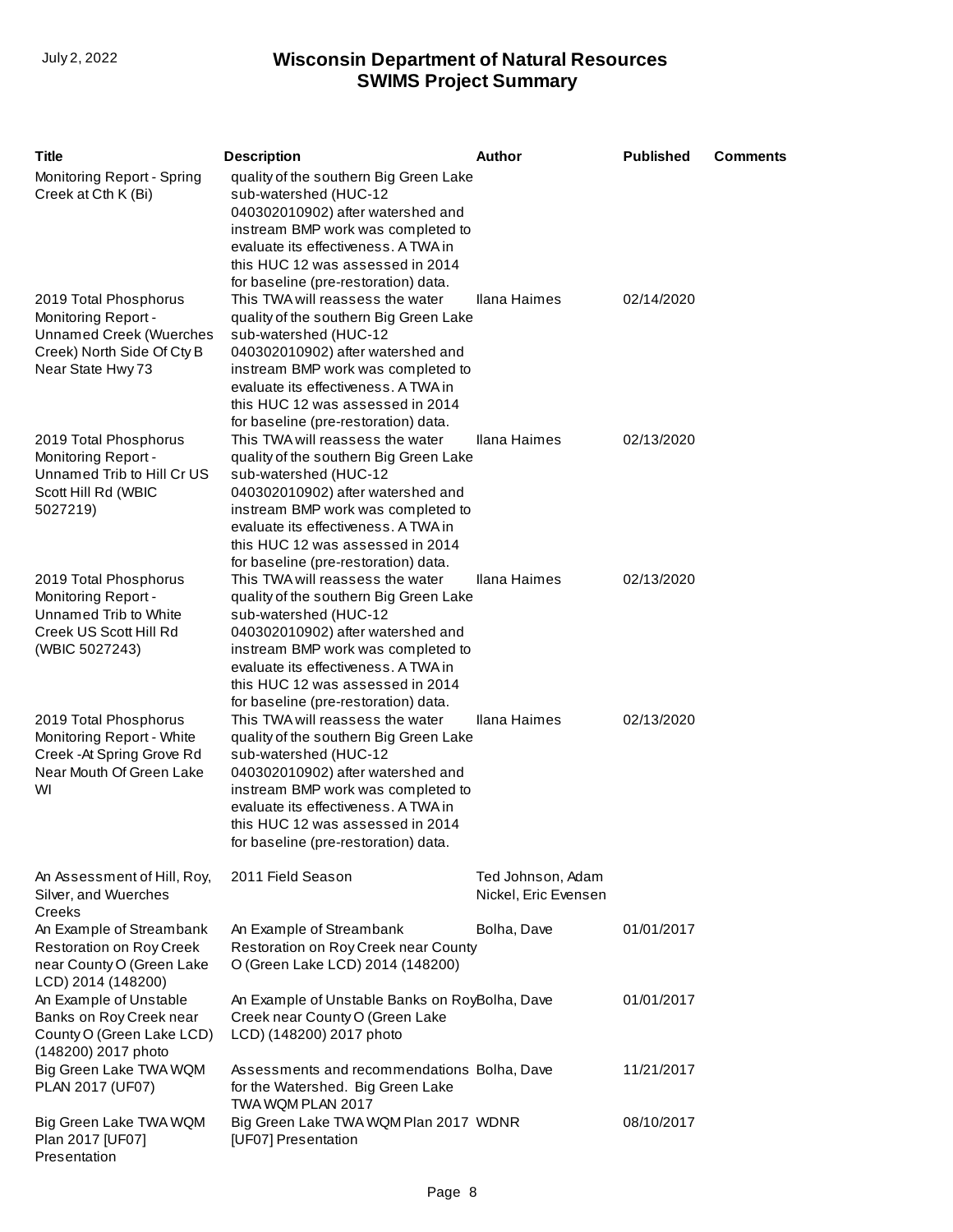| Title | Description | Author | Published | Comments |
|---|---|---|---|---|
| Monitoring Report - Spring Creek at Cth K (Bi) | quality of the southern Big Green Lake sub-watershed (HUC-12 040302010902) after watershed and instream BMP work was completed to evaluate its effectiveness. A TWA in this HUC 12 was assessed in 2014 for baseline (pre-restoration) data. | | | |
| 2019 Total Phosphorus Monitoring Report - Unnamed Creek (Wuerches Creek) North Side Of Cty B Near State Hwy 73 | This TWA will reassess the water quality of the southern Big Green Lake sub-watershed (HUC-12 040302010902) after watershed and instream BMP work was completed to evaluate its effectiveness. A TWA in this HUC 12 was assessed in 2014 for baseline (pre-restoration) data. | Ilana Haimes | 02/14/2020 | |
| 2019 Total Phosphorus Monitoring Report - Unnamed Trib to Hill Cr US Scott Hill Rd (WBIC 5027219) | This TWA will reassess the water quality of the southern Big Green Lake sub-watershed (HUC-12 040302010902) after watershed and instream BMP work was completed to evaluate its effectiveness. A TWA in this HUC 12 was assessed in 2014 for baseline (pre-restoration) data. | Ilana Haimes | 02/13/2020 | |
| 2019 Total Phosphorus Monitoring Report - Unnamed Trib to White Creek US Scott Hill Rd (WBIC 5027243) | This TWA will reassess the water quality of the southern Big Green Lake sub-watershed (HUC-12 040302010902) after watershed and instream BMP work was completed to evaluate its effectiveness. A TWA in this HUC 12 was assessed in 2014 for baseline (pre-restoration) data. | Ilana Haimes | 02/13/2020 | |
| 2019 Total Phosphorus Monitoring Report - White Creek -At Spring Grove Rd Near Mouth Of Green Lake WI | This TWA will reassess the water quality of the southern Big Green Lake sub-watershed (HUC-12 040302010902) after watershed and instream BMP work was completed to evaluate its effectiveness. A TWA in this HUC 12 was assessed in 2014 for baseline (pre-restoration) data. | Ilana Haimes | 02/13/2020 | |
| An Assessment of Hill, Roy, Silver, and Wuerches Creeks | 2011 Field Season | Ted Johnson, Adam Nickel, Eric Evensen | | |
| An Example of Streambank Restoration on Roy Creek near County O (Green Lake LCD) 2014 (148200) | An Example of Streambank Restoration on Roy Creek near County O (Green Lake LCD) 2014 (148200) | Bolha, Dave | 01/01/2017 | |
| An Example of Unstable Banks on Roy Creek near County O (Green Lake LCD) (148200) 2017 photo | An Example of Unstable Banks on Roy Creek near County O (Green Lake LCD) (148200) 2017 photo | Bolha, Dave | 01/01/2017 | |
| Big Green Lake TWA WQM PLAN 2017 (UF07) | Assessments and recommendations for the Watershed. Big Green Lake TWA WQM PLAN 2017 | Bolha, Dave | 11/21/2017 | |
| Big Green Lake TWA WQM Plan 2017 [UF07] Presentation | Big Green Lake TWA WQM Plan 2017 [UF07] Presentation | WDNR | 08/10/2017 | |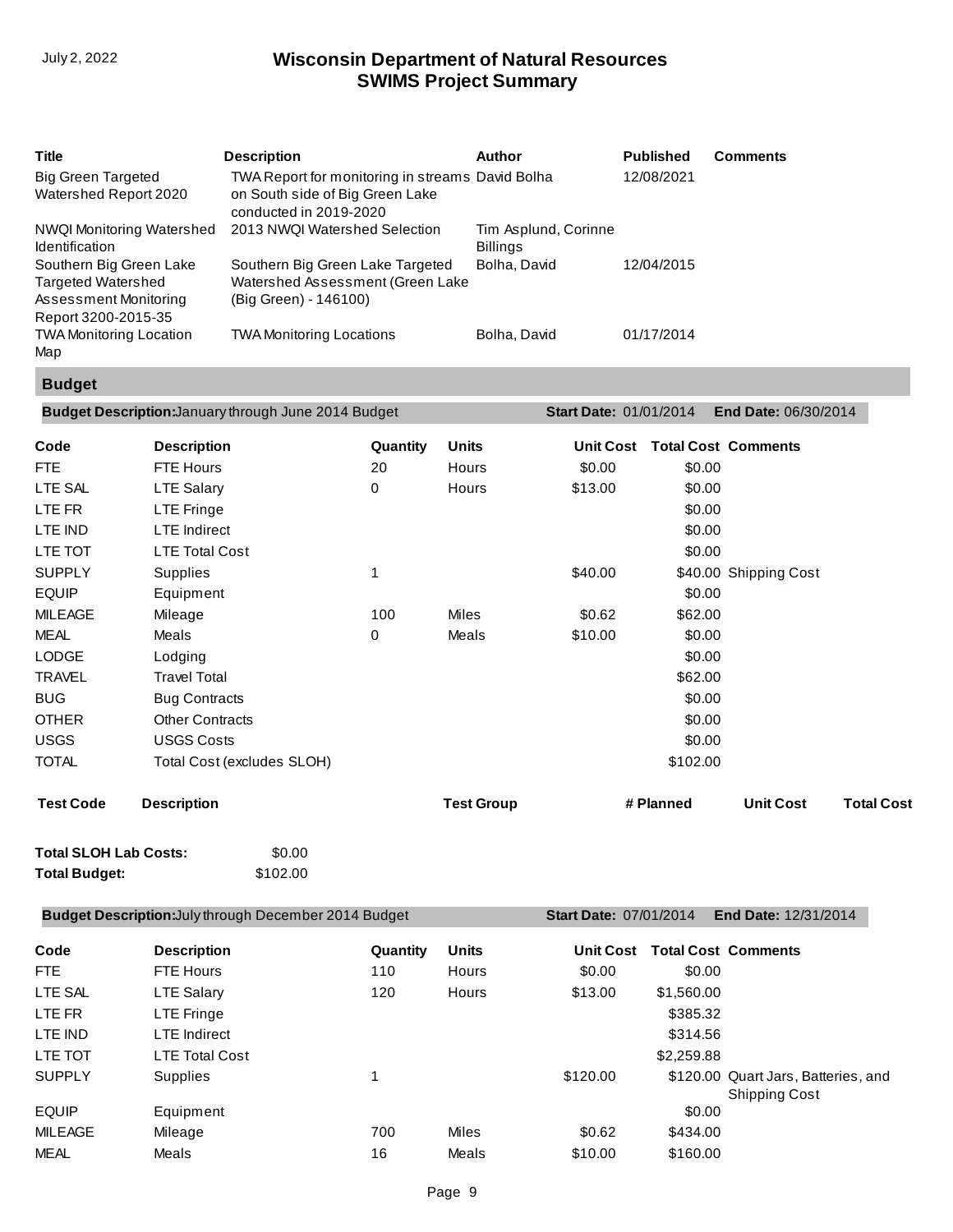| Title | Description | Author | Published | Comments |
|---|---|---|---|---|
| Big Green Targeted Watershed Report 2020 | TWA Report for monitoring in streams on South side of Big Green Lake conducted in 2019-2020 | David Bolha | 12/08/2021 | |
| NWQI Monitoring Watershed Identification | 2013 NWQI Watershed Selection | Tim Asplund, Corinne Billings | | |
| Southern Big Green Lake Targeted Watershed Assessment Monitoring Report 3200-2015-35 | Southern Big Green Lake Targeted Watershed Assessment (Green Lake (Big Green) - 146100) | Bolha, David | 12/04/2015 | |
| TWA Monitoring Location Map | TWA Monitoring Locations | Bolha, David | 01/17/2014 | |

## Budget

**Budget Description:** January through June 2014 Budget **Start Date:** 01/01/2014 **End Date:** 06/30/2014

| Code | Description | Quantity | Units | Unit Cost | Total Cost | Comments |
|---|---|---|---|---|---|---|
| FTE | FTE Hours | 20 | Hours | $0.00 | $0.00 | |
| LTE SAL | LTE Salary | 0 | Hours | $13.00 | $0.00 | |
| LTE FR | LTE Fringe | | | | $0.00 | |
| LTE IND | LTE Indirect | | | | $0.00 | |
| LTE TOT | LTE Total Cost | | | | $0.00 | |
| SUPPLY | Supplies | 1 | | $40.00 | $40.00 | Shipping Cost |
| EQUIP | Equipment | | | | $0.00 | |
| MILEAGE | Mileage | 100 | Miles | $0.62 | $62.00 | |
| MEAL | Meals | 0 | Meals | $10.00 | $0.00 | |
| LODGE | Lodging | | | | $0.00 | |
| TRAVEL | Travel Total | | | | $62.00 | |
| BUG | Bug Contracts | | | | $0.00 | |
| OTHER | Other Contracts | | | | $0.00 | |
| USGS | USGS Costs | | | | $0.00 | |
| TOTAL | Total Cost (excludes SLOH) | | | | $102.00 | |

| Test Code | Description | Test Group | # Planned | Unit Cost | Total Cost |
|---|---|---|---|---|---|

**Total SLOH Lab Costs:** $0.00

**Total Budget:** $102.00

**Budget Description:** July through December 2014 Budget **Start Date:** 07/01/2014 **End Date:** 12/31/2014

| Code | Description | Quantity | Units | Unit Cost | Total Cost | Comments |
|---|---|---|---|---|---|---|
| FTE | FTE Hours | 110 | Hours | $0.00 | $0.00 | |
| LTE SAL | LTE Salary | 120 | Hours | $13.00 | $1,560.00 | |
| LTE FR | LTE Fringe | | | | $385.32 | |
| LTE IND | LTE Indirect | | | | $314.56 | |
| LTE TOT | LTE Total Cost | | | | $2,259.88 | |
| SUPPLY | Supplies | 1 | | $120.00 | $120.00 | Quart Jars, Batteries, and Shipping Cost |
| EQUIP | Equipment | | | | $0.00 | |
| MILEAGE | Mileage | 700 | Miles | $0.62 | $434.00 | |
| MEAL | Meals | 16 | Meals | $10.00 | $160.00 | |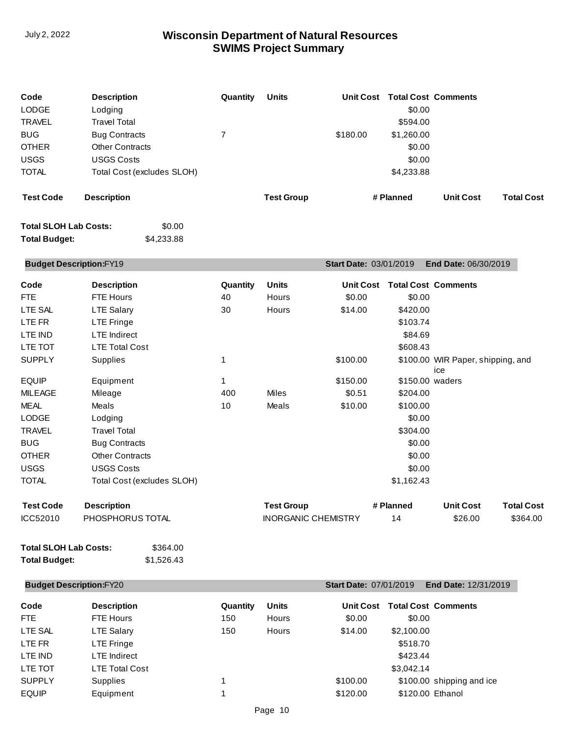| Code | Description | Quantity | Units | Unit Cost | Total Cost | Comments |
|---|---|---|---|---|---|---|
| LODGE | Lodging | | | | $0.00 | |
| TRAVEL | Travel Total | | | | $594.00 | |
| BUG | Bug Contracts | 7 | | $180.00 | $1,260.00 | |
| OTHER | Other Contracts | | | | $0.00 | |
| USGS | USGS Costs | | | | $0.00 | |
| TOTAL | Total Cost (excludes SLOH) | | | | $4,233.88 | |

| Test Code | Description | Test Group | # Planned | Unit Cost | Total Cost |
|---|---|---|---|---|---|

**Total SLOH Lab Costs:** $0.00
**Total Budget:** $4,233.88

**Budget Description:** FY19 | **Start Date:** 03/01/2019 | **End Date:** 06/30/2019

| Code | Description | Quantity | Units | Unit Cost | Total Cost | Comments |
|---|---|---|---|---|---|---|
| FTE | FTE Hours | 40 | Hours | $0.00 | $0.00 | |
| LTE SAL | LTE Salary | 30 | Hours | $14.00 | $420.00 | |
| LTE FR | LTE Fringe | | | | $103.74 | |
| LTE IND | LTE Indirect | | | | $84.69 | |
| LTE TOT | LTE Total Cost | | | | $608.43 | |
| SUPPLY | Supplies | 1 | | $100.00 | $100.00 | WIR Paper, shipping, and ice |
| EQUIP | Equipment | 1 | | $150.00 | $150.00 | waders |
| MILEAGE | Mileage | 400 | Miles | $0.51 | $204.00 | |
| MEAL | Meals | 10 | Meals | $10.00 | $100.00 | |
| LODGE | Lodging | | | | $0.00 | |
| TRAVEL | Travel Total | | | | $304.00 | |
| BUG | Bug Contracts | | | | $0.00 | |
| OTHER | Other Contracts | | | | $0.00 | |
| USGS | USGS Costs | | | | $0.00 | |
| TOTAL | Total Cost (excludes SLOH) | | | | $1,162.43 | |

| Test Code | Description | Test Group | # Planned | Unit Cost | Total Cost |
|---|---|---|---|---|---|
| ICC52010 | PHOSPHORUS TOTAL | INORGANIC CHEMISTRY | 14 | $26.00 | $364.00 |

**Total SLOH Lab Costs:** $364.00
**Total Budget:** $1,526.43

**Budget Description:** FY20 | **Start Date:** 07/01/2019 | **End Date:** 12/31/2019

| Code | Description | Quantity | Units | Unit Cost | Total Cost | Comments |
|---|---|---|---|---|---|---|
| FTE | FTE Hours | 150 | Hours | $0.00 | $0.00 | |
| LTE SAL | LTE Salary | 150 | Hours | $14.00 | $2,100.00 | |
| LTE FR | LTE Fringe | | | | $518.70 | |
| LTE IND | LTE Indirect | | | | $423.44 | |
| LTE TOT | LTE Total Cost | | | | $3,042.14 | |
| SUPPLY | Supplies | 1 | | $100.00 | $100.00 | shipping and ice |
| EQUIP | Equipment | 1 | | $120.00 | $120.00 | Ethanol |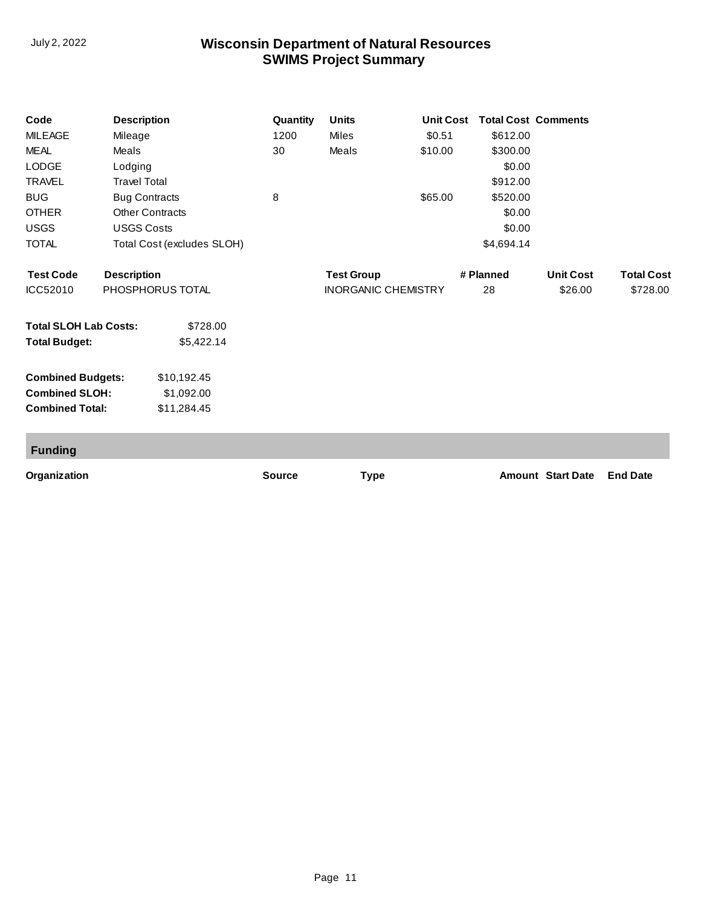| Code | Description | Quantity | Units | Unit Cost | Total Cost | Comments |
|---|---|---|---|---|---|---|
| MILEAGE | Mileage | 1200 | Miles | $0.51 | $612.00 | |
| MEAL | Meals | 30 | Meals | $10.00 | $300.00 | |
| LODGE | Lodging | | | | $0.00 | |
| TRAVEL | Travel Total | | | | $912.00 | |
| BUG | Bug Contracts | 8 | | $65.00 | $520.00 | |
| OTHER | Other Contracts | | | | $0.00 | |
| USGS | USGS Costs | | | | $0.00 | |
| TOTAL | Total Cost (excludes SLOH) | | | | $4,694.14 | |

| Test Code | Description | Test Group | # Planned | Unit Cost | Total Cost |
|---|---|---|---|---|---|
| ICC52010 | PHOSPHORUS TOTAL | INORGANIC CHEMISTRY | 28 | $26.00 | $728.00 |

**Total SLOH Lab Costs:** $728.00
**Total Budget:** $5,422.14

**Combined Budgets:** $10,192.45
**Combined SLOH:** $1,092.00
**Combined Total:** $11,284.45

## Funding

| Organization | Source | Type | Amount | Start Date | End Date |
|---|---|---|---|---|---|